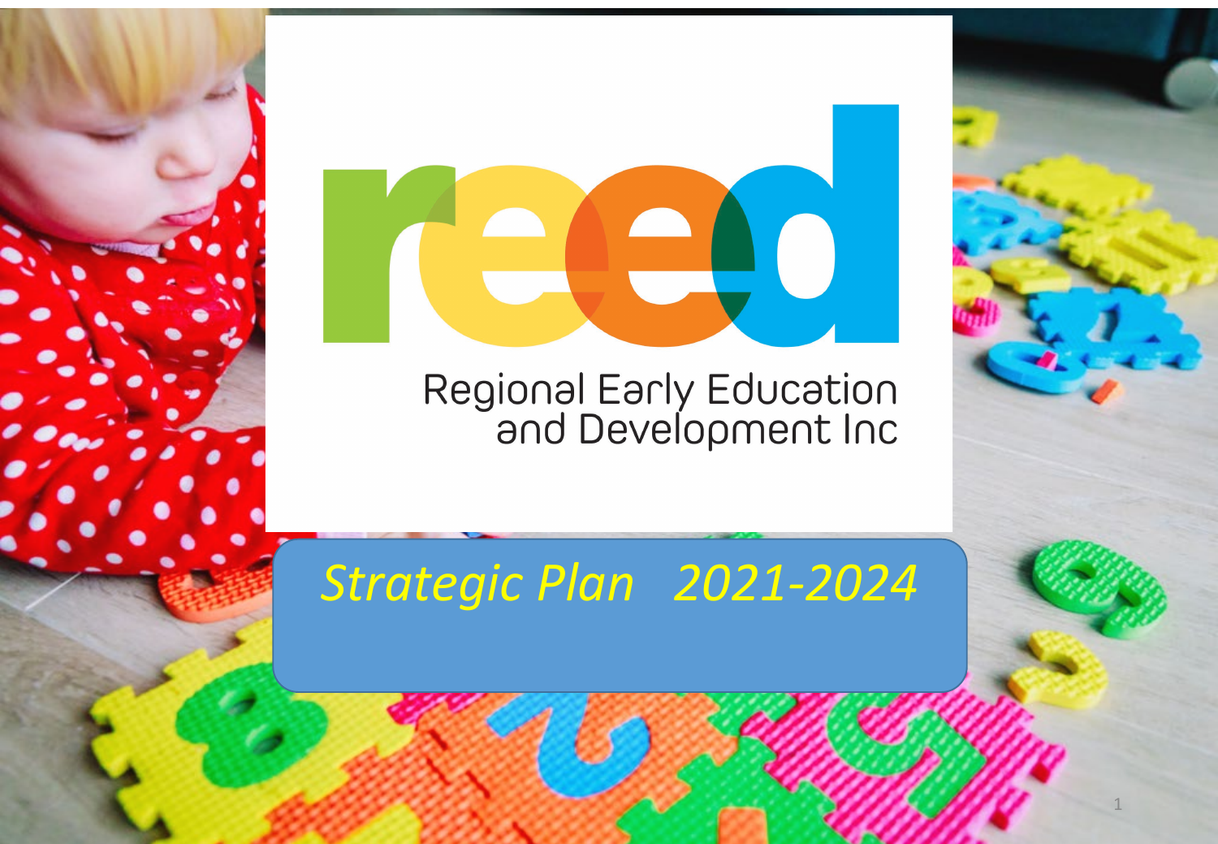# reed

Regional Early Education and Development Inc

## *Strategic Plan 2021-2024*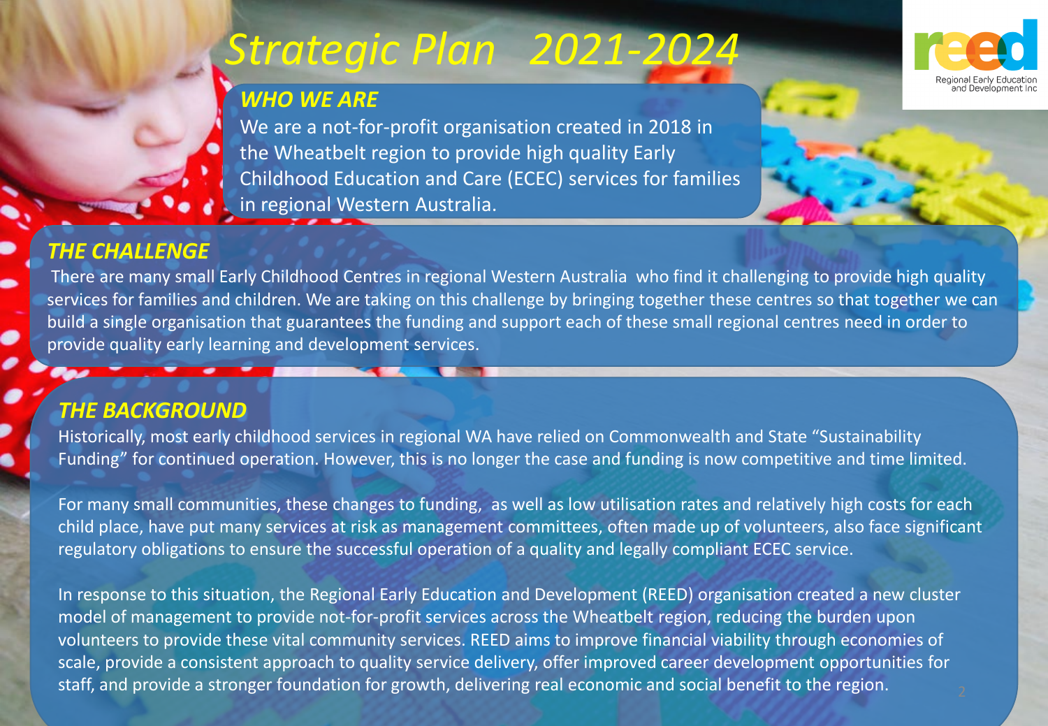# Strategic Plan 2021-2024

Regional Early Education and Development Inc

## *WHO WE ARE*

We are a not-for-profit organisation created in 2018 in the Wheatbelt region to provide high quality Early Childhood Education and Care (ECEC) services for families in regional Western Australia.

## *THE CHALLENGE*

There are many small Early Childhood Centres in regional Western Australia who find it challenging to provide high quality services for families and children. We are taking on this challenge by bringing together these centres so that together we can build a single organisation that guarantees the funding and support each of these small regional centres need in order to provide quality early learning and development services.

## *THE BACKGROUND*

Historically, most early childhood services in regional WA have relied on Commonwealth and State "Sustainability Funding" for continued operation. However, this is no longer the case and funding is now competitive and time limited.

For many small communities, these changes to funding, as well as low utilisation rates and relatively high costs for each child place, have put many services at risk as management committees, often made up of volunteers, also face significant regulatory obligations to ensure the successful operation of a quality and legally compliant ECEC service.

In response to this situation, the Regional Early Education and Development (REED) organisation created a new cluster model of management to provide not-for-profit services across the Wheatbelt region, reducing the burden upon volunteers to provide these vital community services. REED aims to improve financial viability through economies of scale, provide a consistent approach to quality service delivery, offer improved career development opportunities for staff, and provide a stronger foundation for growth, delivering real economic and social benefit to the region.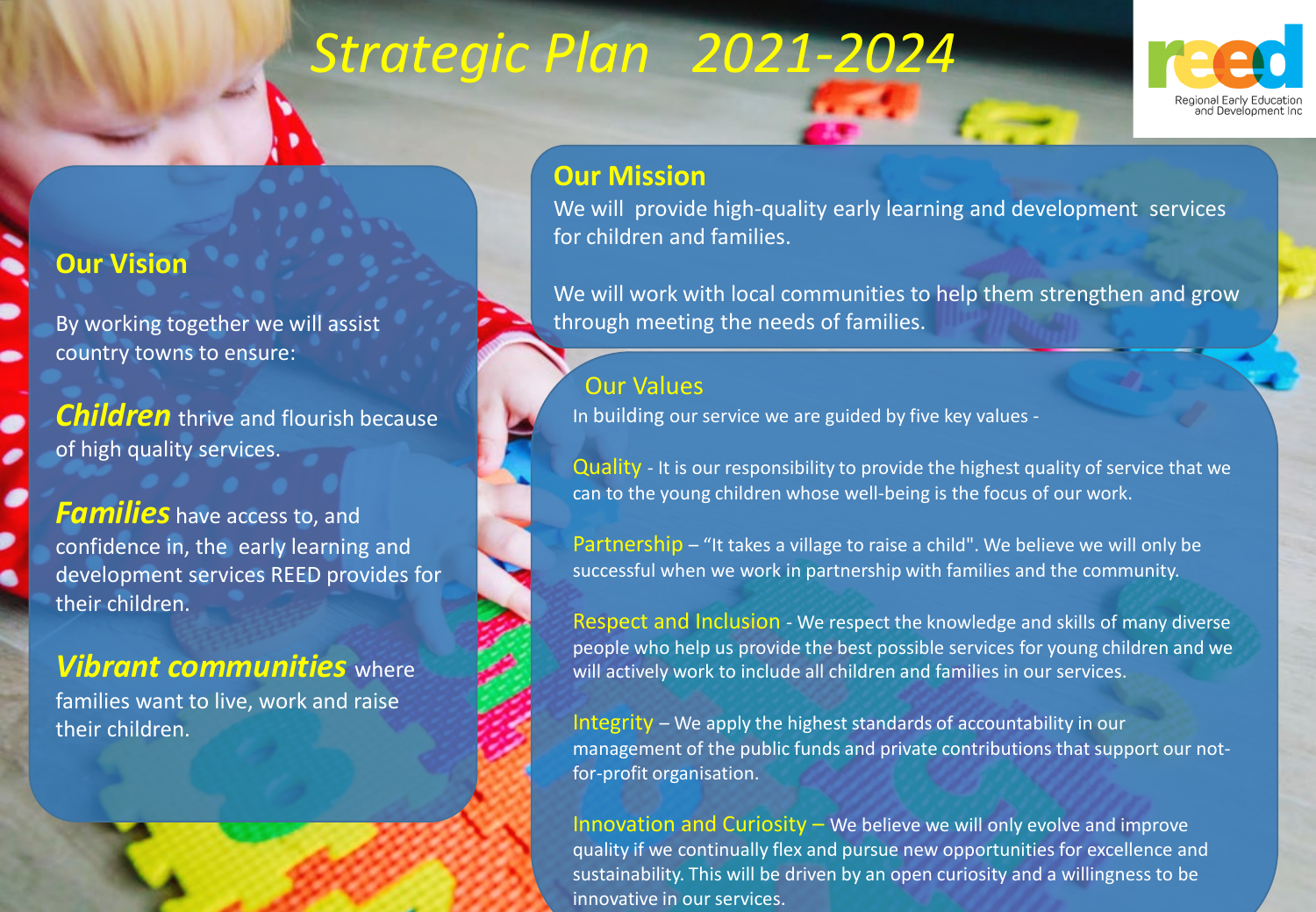# Strategic Plan 2021-2024

Regional Early Education and Development Inc

## Our Vision

By working together we will assist country towns to ensure:

***Children*** thrive and flourish because of high quality services.

***Families*** have access to, and confidence in, the early learning and development services REED provides for their children.

***Vibrant communities*** where families want to live, work and raise their children.

## Our Mission

We will provide high-quality early learning and development services for children and families.

We will work with local communities to help them strengthen and grow through meeting the needs of families.

## Our Values

In building our service we are guided by five key values -

**Quality** - It is our responsibility to provide the highest quality of service that we can to the young children whose well-being is the focus of our work.

**Partnership** – "It takes a village to raise a child". We believe we will only be successful when we work in partnership with families and the community.

**Respect and Inclusion** - We respect the knowledge and skills of many diverse people who help us provide the best possible services for young children and we will actively work to include all children and families in our services.

**Integrity** – We apply the highest standards of accountability in our management of the public funds and private contributions that support our not-for-profit organisation.

**Innovation and Curiosity** – We believe we will only evolve and improve quality if we continually flex and pursue new opportunities for excellence and sustainability. This will be driven by an open curiosity and a willingness to be innovative in our services.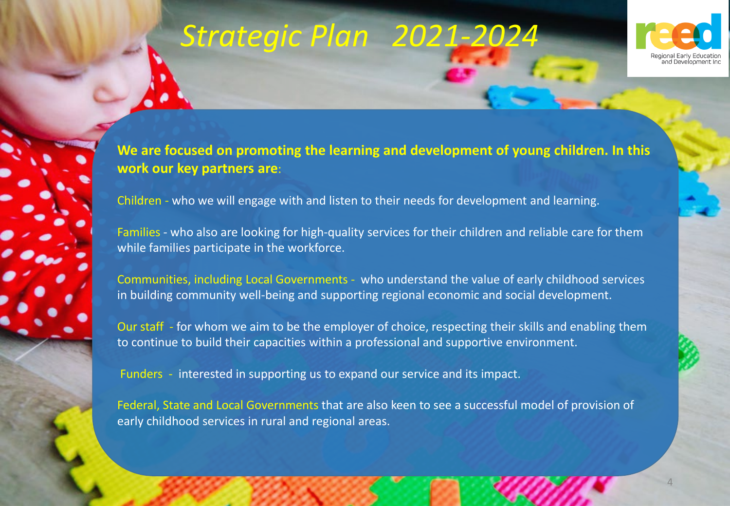# *Strategic Plan 2021-2024*

Regional Early Education and Development Inc

**We are focused on promoting the learning and development of young children. In this work our key partners are**:

Children - who we will engage with and listen to their needs for development and learning.

Families - who also are looking for high-quality services for their children and reliable care for them while families participate in the workforce.

Communities, including Local Governments - who understand the value of early childhood services in building community well-being and supporting regional economic and social development.

Our staff - for whom we aim to be the employer of choice, respecting their skills and enabling them to continue to build their capacities within a professional and supportive environment.

Funders - interested in supporting us to expand our service and its impact.

Federal, State and Local Governments that are also keen to see a successful model of provision of early childhood services in rural and regional areas.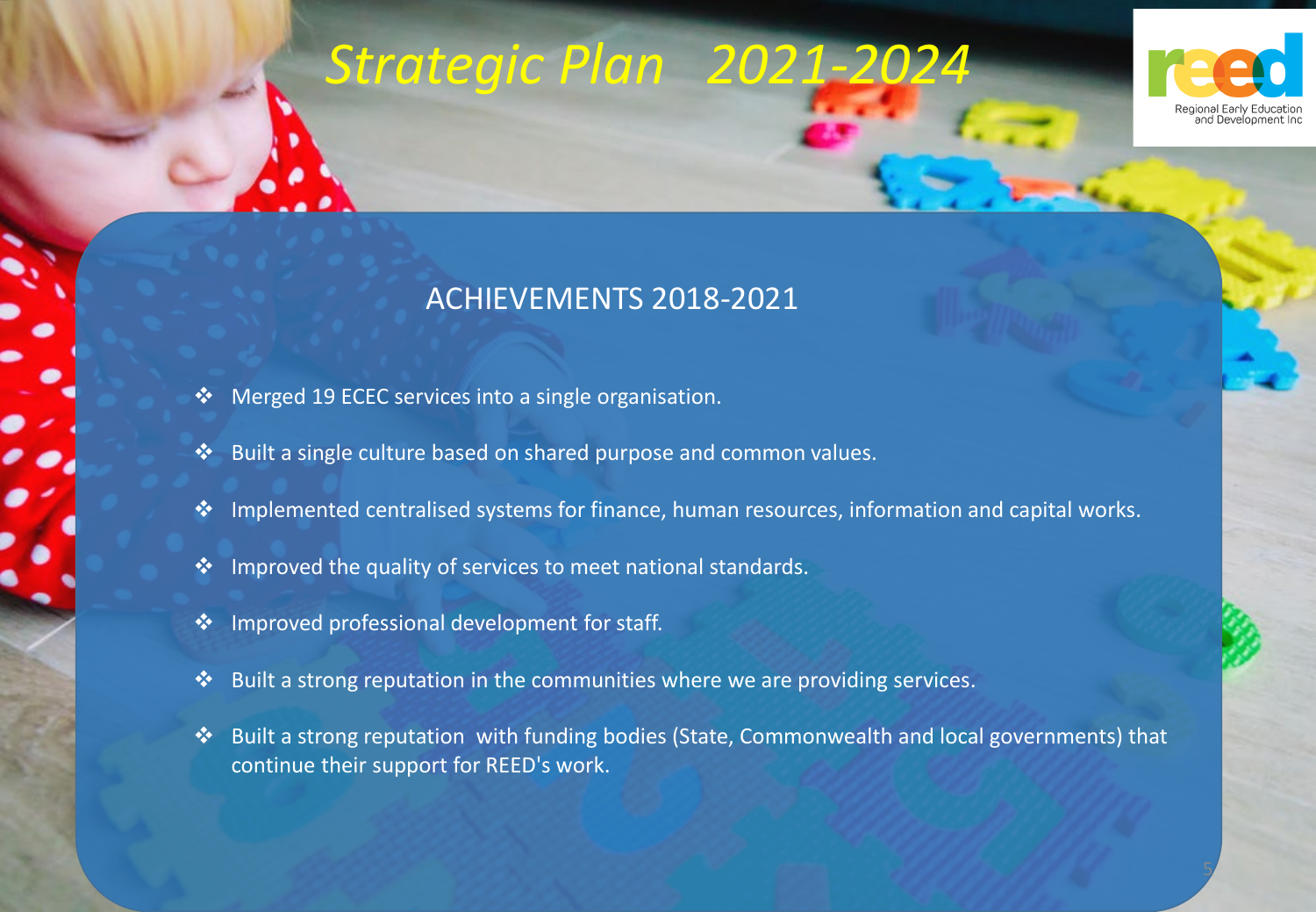# *Strategic Plan 2021-2024*

reed
Regional Early Education and Development Inc

## ACHIEVEMENTS 2018-2021

- Merged 19 ECEC services into a single organisation.
- Built a single culture based on shared purpose and common values.
- Implemented centralised systems for finance, human resources, information and capital works.
- Improved the quality of services to meet national standards.
- Improved professional development for staff.
- Built a strong reputation in the communities where we are providing services.
- Built a strong reputation with funding bodies (State, Commonwealth and local governments) that continue their support for REED's work.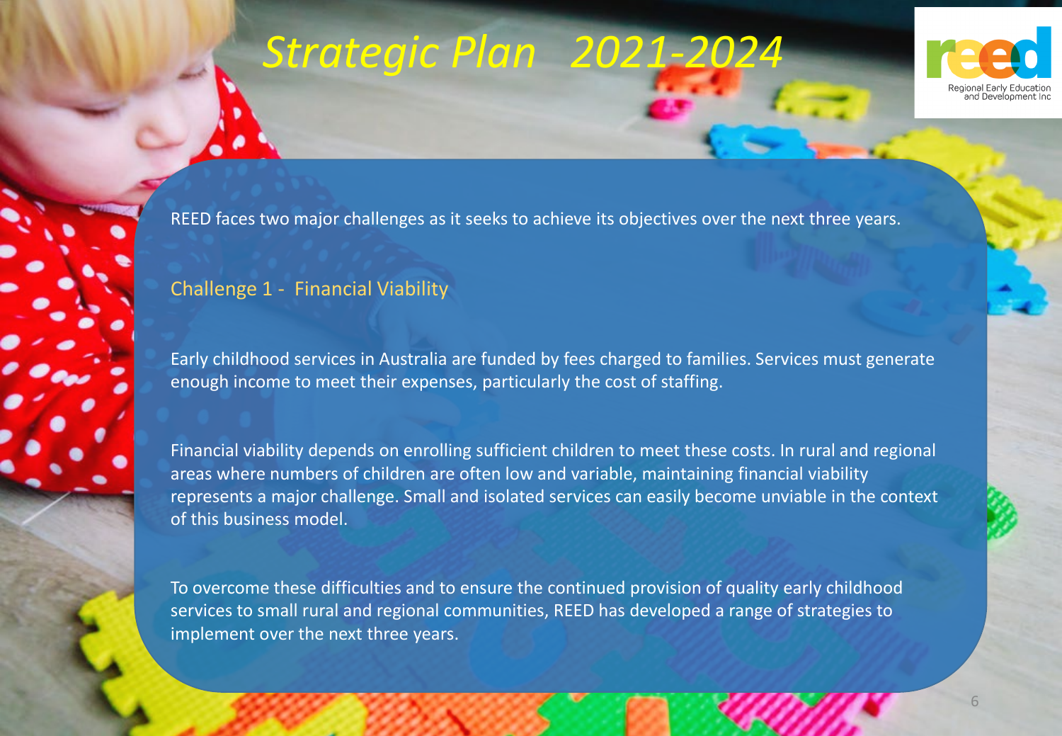# *Strategic Plan 2021-2024*

REED faces two major challenges as it seeks to achieve its objectives over the next three years.

## Challenge 1 - Financial Viability

Early childhood services in Australia are funded by fees charged to families. Services must generate enough income to meet their expenses, particularly the cost of staffing.

Financial viability depends on enrolling sufficient children to meet these costs. In rural and regional areas where numbers of children are often low and variable, maintaining financial viability represents a major challenge. Small and isolated services can easily become unviable in the context of this business model.

To overcome these difficulties and to ensure the continued provision of quality early childhood services to small rural and regional communities, REED has developed a range of strategies to implement over the next three years.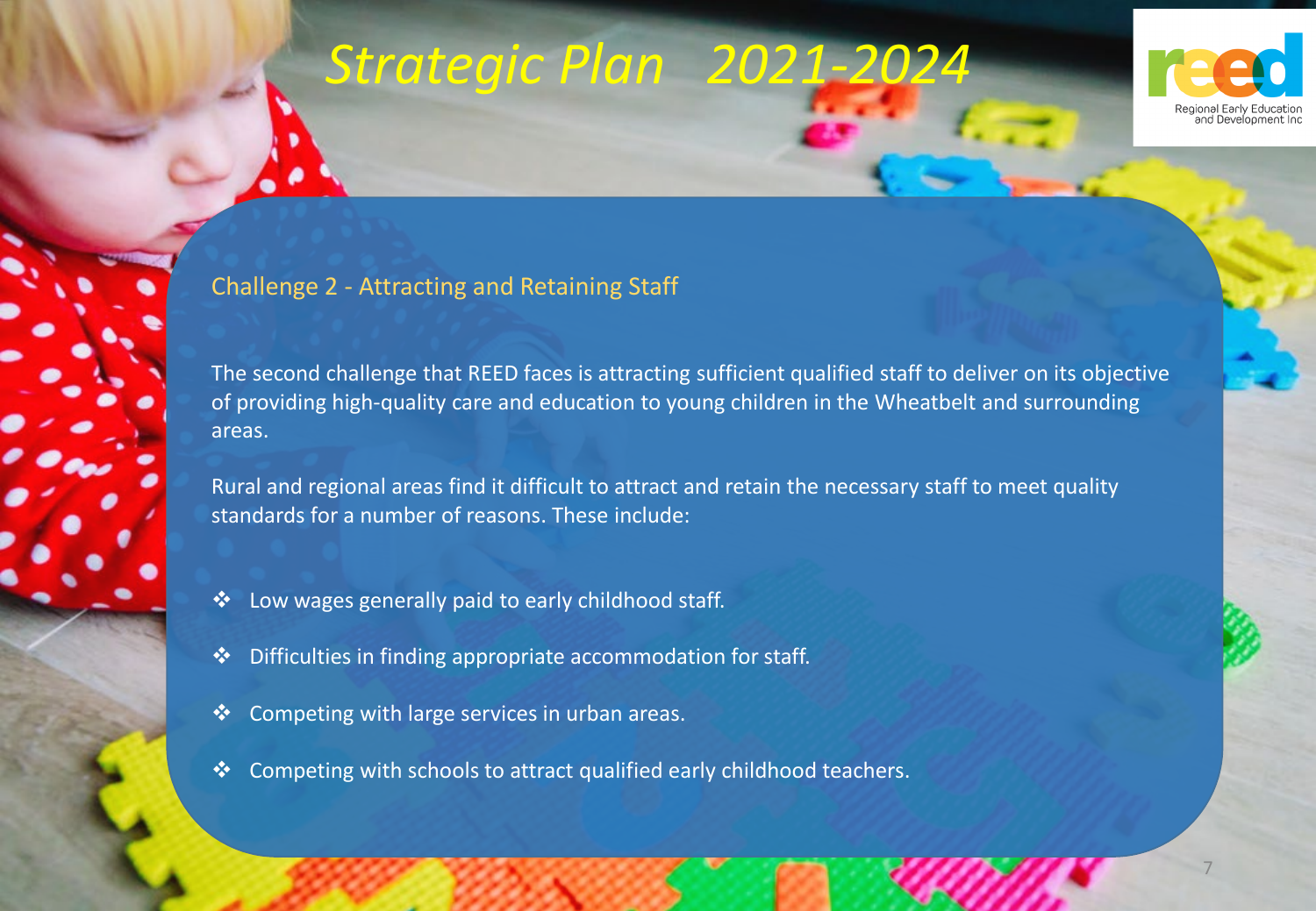# Strategic Plan 2021-2024

## Challenge 2 - Attracting and Retaining Staff

The second challenge that REED faces is attracting sufficient qualified staff to deliver on its objective of providing high-quality care and education to young children in the Wheatbelt and surrounding areas.

Rural and regional areas find it difficult to attract and retain the necessary staff to meet quality standards for a number of reasons. These include:

- Low wages generally paid to early childhood staff.
- Difficulties in finding appropriate accommodation for staff.
- Competing with large services in urban areas.
- Competing with schools to attract qualified early childhood teachers.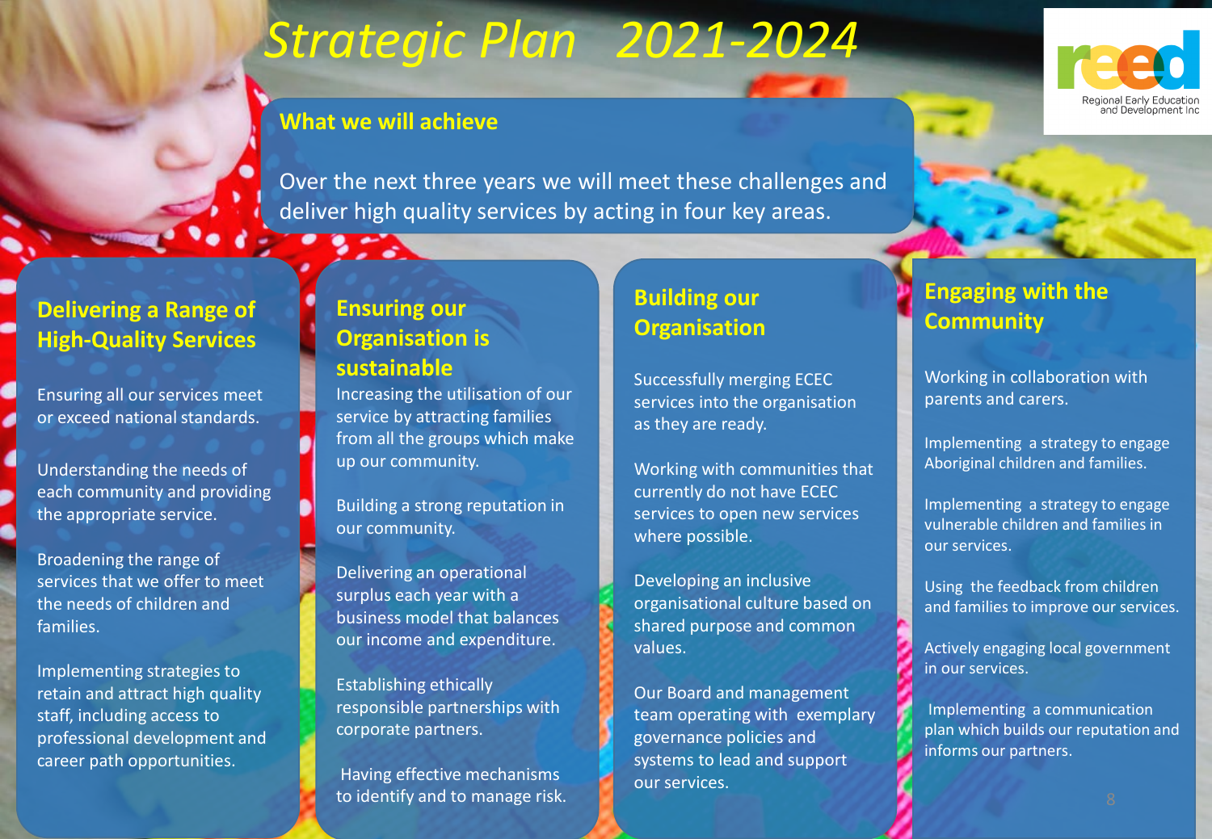# Strategic Plan 2021-2024

Regional Early Education and Development Inc

## What we will achieve

Over the next three years we will meet these challenges and deliver high quality services by acting in four key areas.

### Delivering a Range of High-Quality Services

Ensuring all our services meet or exceed national standards.

Understanding the needs of each community and providing the appropriate service.

Broadening the range of services that we offer to meet the needs of children and families.

Implementing strategies to retain and attract high quality staff, including access to professional development and career path opportunities.

### Ensuring our Organisation is sustainable

Increasing the utilisation of our service by attracting families from all the groups which make up our community.

Building a strong reputation in our community.

Delivering an operational surplus each year with a business model that balances our income and expenditure.

Establishing ethically responsible partnerships with corporate partners.

Having effective mechanisms to identify and to manage risk.

### Building our Organisation

Successfully merging ECEC services into the organisation as they are ready.

Working with communities that currently do not have ECEC services to open new services where possible.

Developing an inclusive organisational culture based on shared purpose and common values.

Our Board and management team operating with exemplary governance policies and systems to lead and support our services.

### Engaging with the Community

Working in collaboration with parents and carers.

Implementing a strategy to engage Aboriginal children and families.

Implementing a strategy to engage vulnerable children and families in our services.

Using the feedback from children and families to improve our services.

Actively engaging local government in our services.

Implementing a communication plan which builds our reputation and informs our partners.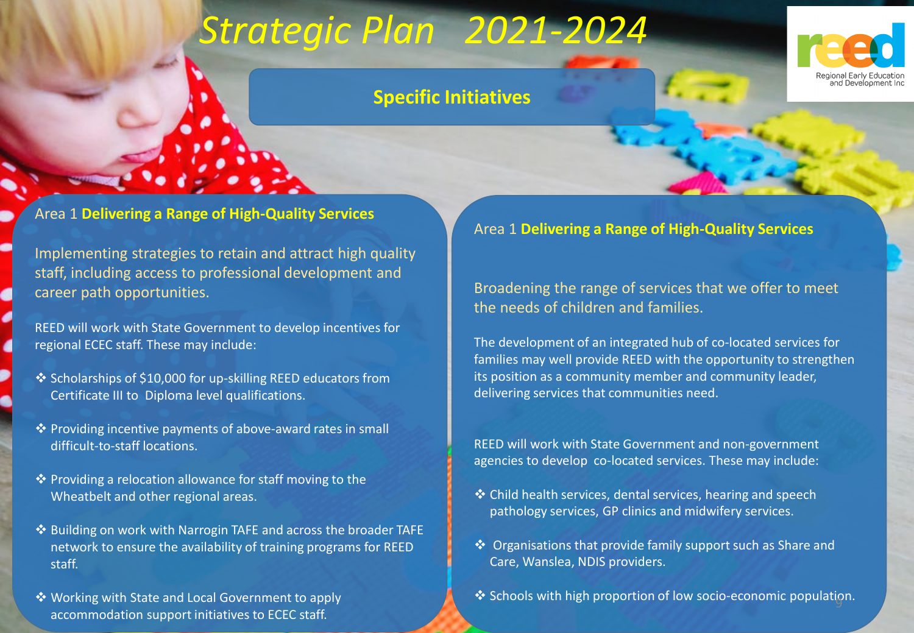# Strategic Plan 2021-2024

## Specific Initiatives

### Area 1 **Delivering a Range of High-Quality Services**

Implementing strategies to retain and attract high quality staff, including access to professional development and career path opportunities.

REED will work with State Government to develop incentives for regional ECEC staff. These may include:

- Scholarships of $10,000 for up-skilling REED educators from Certificate III to Diploma level qualifications.
- Providing incentive payments of above-award rates in small difficult-to-staff locations.
- Providing a relocation allowance for staff moving to the Wheatbelt and other regional areas.
- Building on work with Narrogin TAFE and across the broader TAFE network to ensure the availability of training programs for REED staff.
- Working with State and Local Government to apply accommodation support initiatives to ECEC staff.

### Area 1 **Delivering a Range of High-Quality Services**

Broadening the range of services that we offer to meet the needs of children and families.

The development of an integrated hub of co-located services for families may well provide REED with the opportunity to strengthen its position as a community member and community leader, delivering services that communities need.

REED will work with State Government and non-government agencies to develop co-located services. These may include:

- Child health services, dental services, hearing and speech pathology services, GP clinics and midwifery services.
- Organisations that provide family support such as Share and Care, Wanslea, NDIS providers.
- Schools with high proportion of low socio-economic population.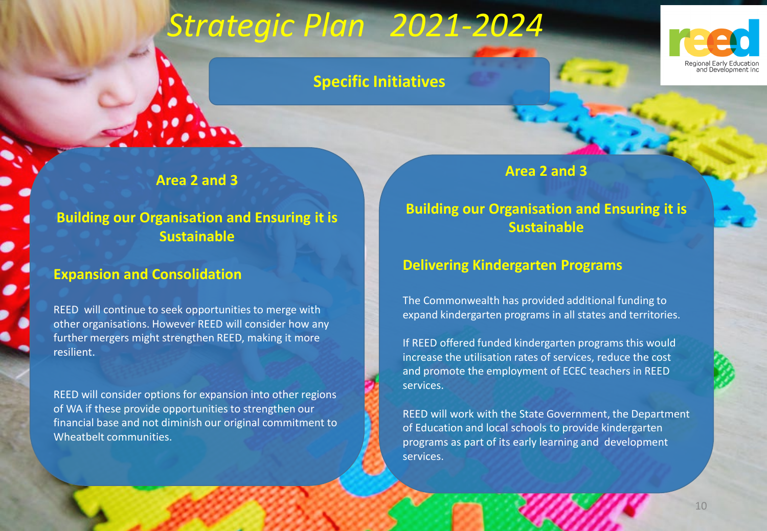# Strategic Plan 2021-2024

## Specific Initiatives

### Area 2 and 3

### Building our Organisation and Ensuring it is Sustainable

#### Expansion and Consolidation

REED will continue to seek opportunities to merge with other organisations. However REED will consider how any further mergers might strengthen REED, making it more resilient.

REED will consider options for expansion into other regions of WA if these provide opportunities to strengthen our financial base and not diminish our original commitment to Wheatbelt communities.

### Area 2 and 3

### Building our Organisation and Ensuring it is Sustainable

#### Delivering Kindergarten Programs

The Commonwealth has provided additional funding to expand kindergarten programs in all states and territories.

If REED offered funded kindergarten programs this would increase the utilisation rates of services, reduce the cost and promote the employment of ECEC teachers in REED services.

REED will work with the State Government, the Department of Education and local schools to provide kindergarten programs as part of its early learning and development services.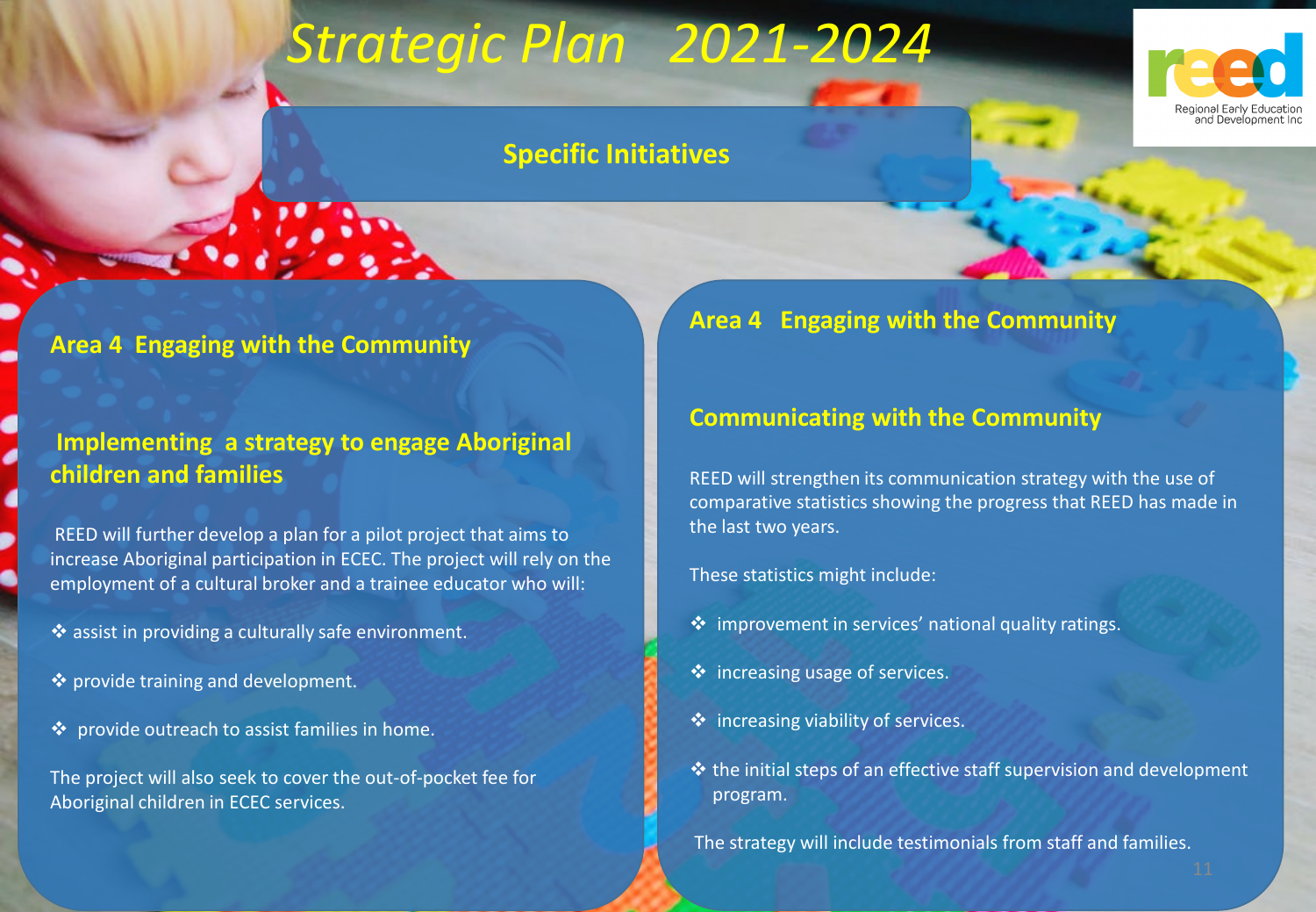# Strategic Plan 2021-2024

## Specific Initiatives

### Area 4 Engaging with the Community

#### Implementing a strategy to engage Aboriginal children and families

REED will further develop a plan for a pilot project that aims to increase Aboriginal participation in ECEC. The project will rely on the employment of a cultural broker and a trainee educator who will:

- assist in providing a culturally safe environment.
- provide training and development.
- provide outreach to assist families in home.

The project will also seek to cover the out-of-pocket fee for Aboriginal children in ECEC services.

### Area 4 Engaging with the Community

#### Communicating with the Community

REED will strengthen its communication strategy with the use of comparative statistics showing the progress that REED has made in the last two years.

These statistics might include:

- improvement in services' national quality ratings.
- increasing usage of services.
- increasing viability of services.
- the initial steps of an effective staff supervision and development program.

The strategy will include testimonials from staff and families.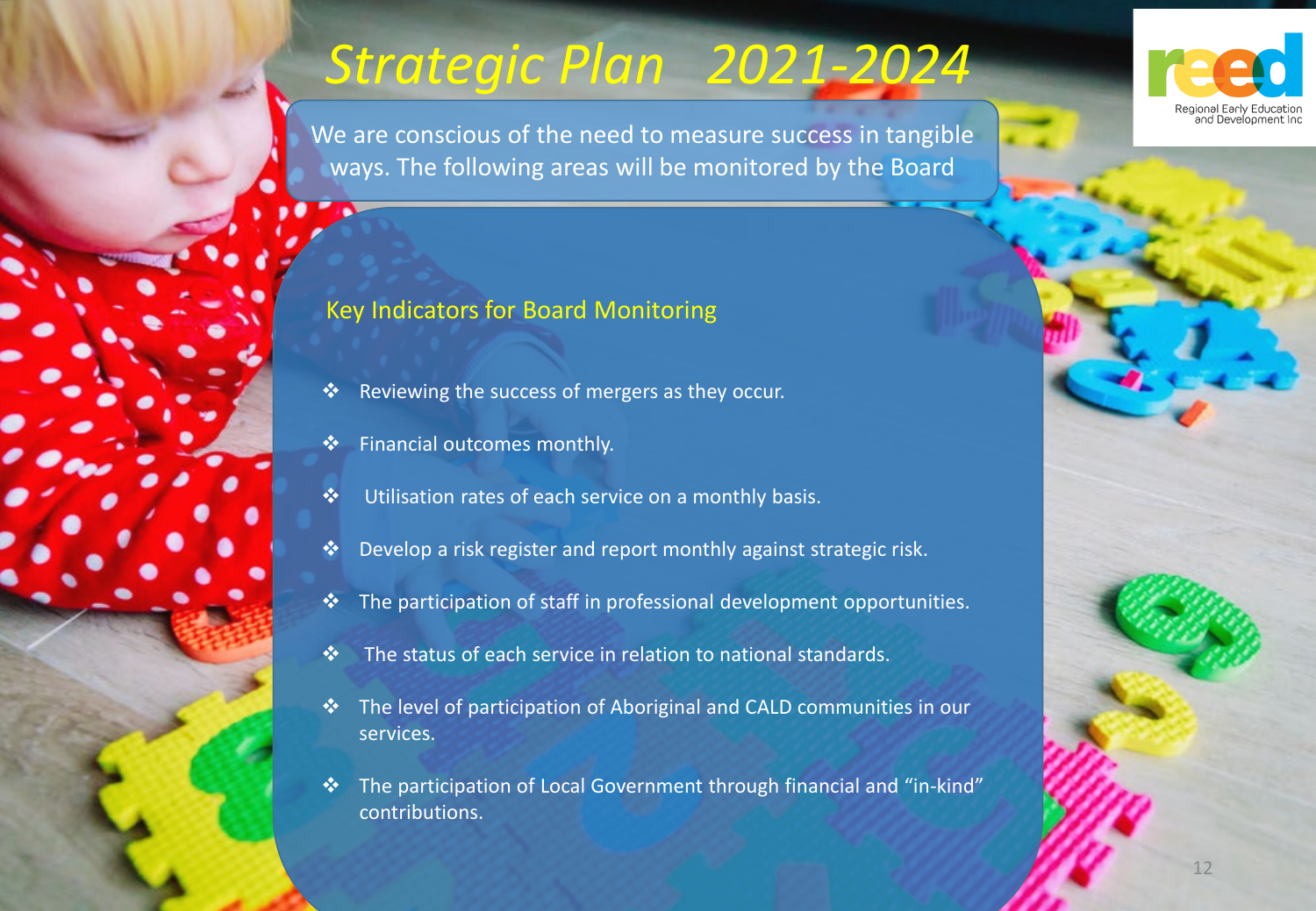# *Strategic Plan 2021-2024*

We are conscious of the need to measure success in tangible ways. The following areas will be monitored by the Board

## Key Indicators for Board Monitoring

- Reviewing the success of mergers as they occur.
- Financial outcomes monthly.
- Utilisation rates of each service on a monthly basis.
- Develop a risk register and report monthly against strategic risk.
- The participation of staff in professional development opportunities.
- The status of each service in relation to national standards.
- The level of participation of Aboriginal and CALD communities in our services.
- The participation of Local Government through financial and "in-kind" contributions.